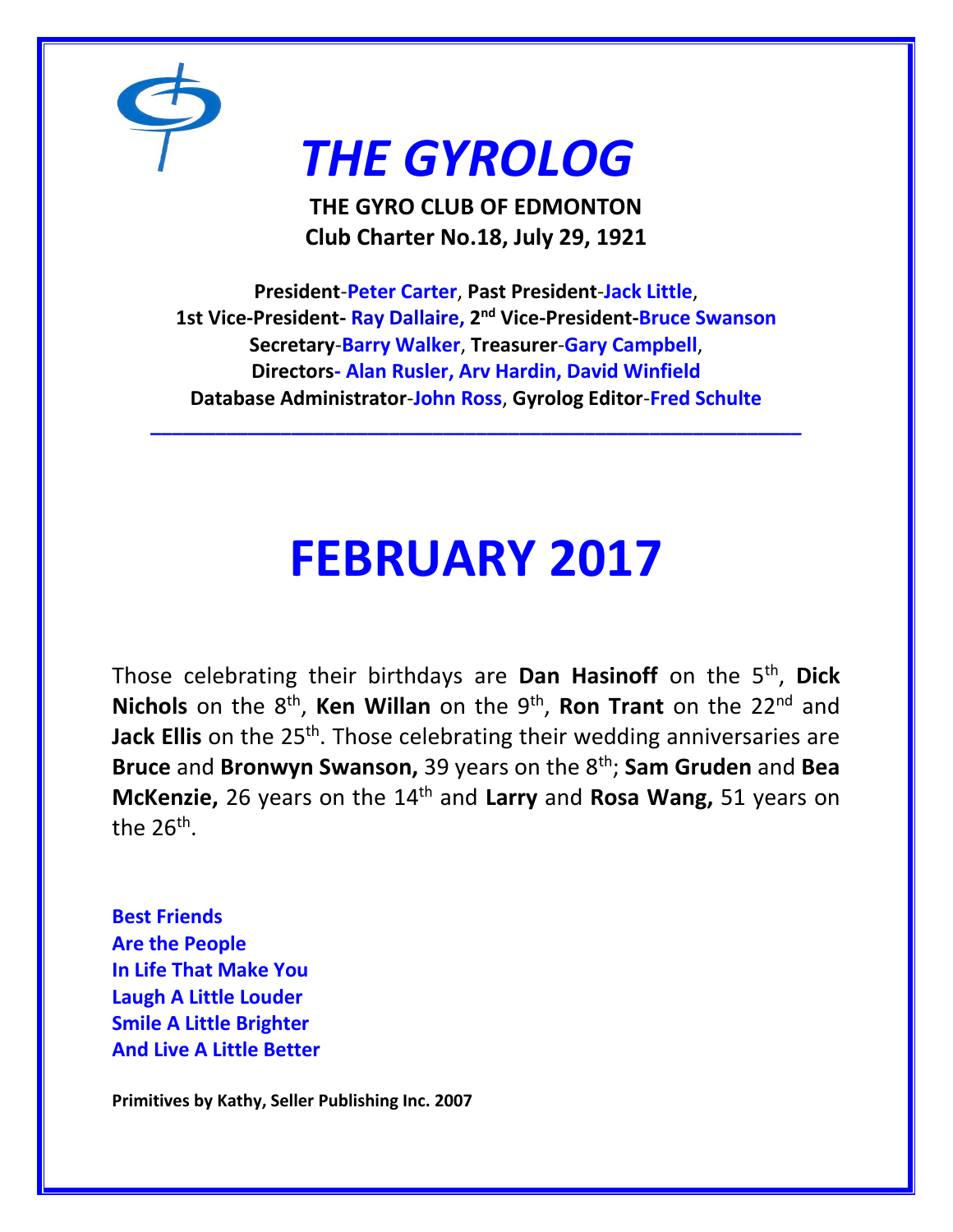# *THE GYROLOG*

**THE GYRO CLUB OF EDMONTON**
**Club Charter No.18, July 29, 1921**

**President-Peter Carter, Past President-Jack Little,**
**1st Vice-President- Ray Dallaire, 2nd Vice-President-Bruce Swanson**
**Secretary-Barry Walker, Treasurer-Gary Campbell,**
**Directors- Alan Rusler, Arv Hardin, David Winfield**
**Database Administrator-John Ross, Gyrolog Editor-Fred Schulte**

---

# FEBRUARY 2017

Those celebrating their birthdays are **Dan Hasinoff** on the 5th, **Dick Nichols** on the 8th, **Ken Willan** on the 9th, **Ron Trant** on the 22nd and **Jack Ellis** on the 25th. Those celebrating their wedding anniversaries are **Bruce** and **Bronwyn Swanson,** 39 years on the 8th; **Sam Gruden** and **Bea McKenzie,** 26 years on the 14th and **Larry** and **Rosa Wang,** 51 years on the 26th.

**Best Friends**
**Are the People**
**In Life That Make You**
**Laugh A Little Louder**
**Smile A Little Brighter**
**And Live A Little Better**

**Primitives by Kathy, Seller Publishing Inc. 2007**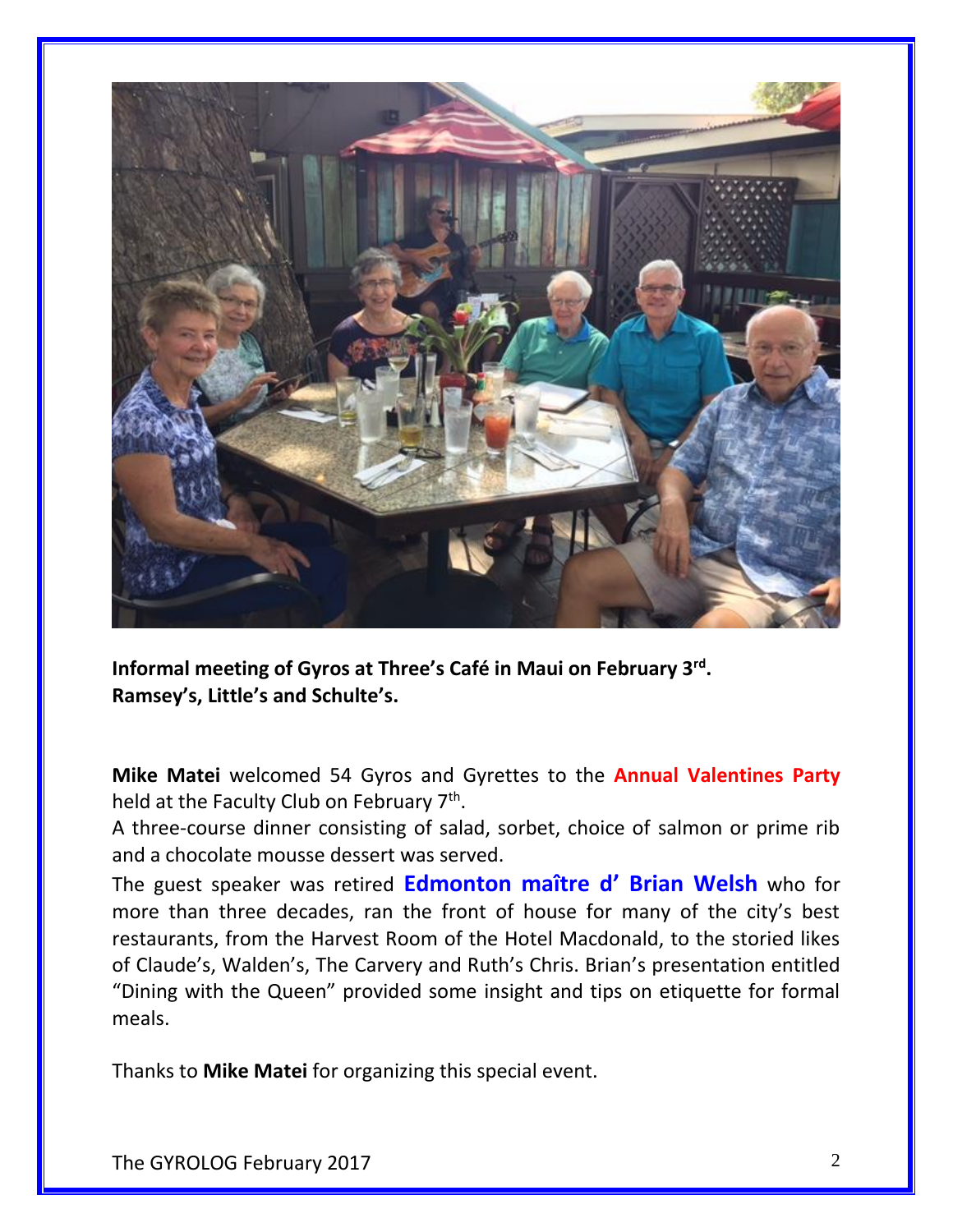**Informal meeting of Gyros at Three's Café in Maui on February 3rd.**
**Ramsey's, Little's and Schulte's.**

**Mike Matei** welcomed 54 Gyros and Gyrettes to the **Annual Valentines Party** held at the Faculty Club on February 7th.

A three-course dinner consisting of salad, sorbet, choice of salmon or prime rib and a chocolate mousse dessert was served.

The guest speaker was retired **Edmonton maître d' Brian Welsh** who for more than three decades, ran the front of house for many of the city's best restaurants, from the Harvest Room of the Hotel Macdonald, to the storied likes of Claude's, Walden's, The Carvery and Ruth's Chris. Brian's presentation entitled "Dining with the Queen" provided some insight and tips on etiquette for formal meals.

Thanks to **Mike Matei** for organizing this special event.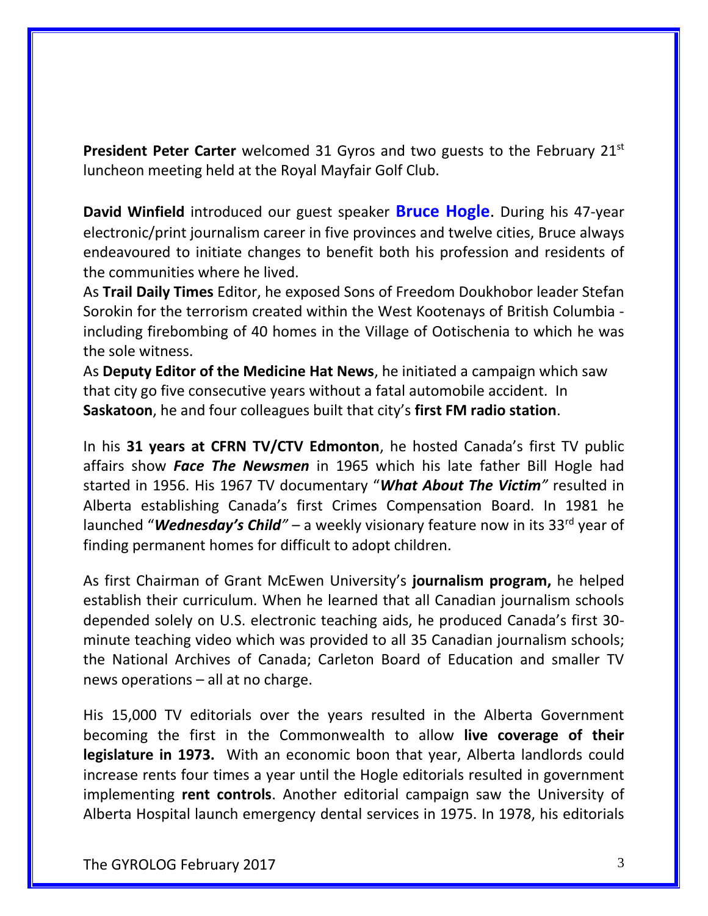**President Peter Carter** welcomed 31 Gyros and two guests to the February 21st luncheon meeting held at the Royal Mayfair Golf Club.

**David Winfield** introduced our guest speaker **Bruce Hogle**. During his 47-year electronic/print journalism career in five provinces and twelve cities, Bruce always endeavoured to initiate changes to benefit both his profession and residents of the communities where he lived.

As **Trail Daily Times** Editor, he exposed Sons of Freedom Doukhobor leader Stefan Sorokin for the terrorism created within the West Kootenays of British Columbia - including firebombing of 40 homes in the Village of Ootischenia to which he was the sole witness.

As **Deputy Editor of the Medicine Hat News**, he initiated a campaign which saw that city go five consecutive years without a fatal automobile accident. In **Saskatoon**, he and four colleagues built that city's **first FM radio station**.

In his **31 years at CFRN TV/CTV Edmonton**, he hosted Canada's first TV public affairs show ***Face The Newsmen*** in 1965 which his late father Bill Hogle had started in 1956. His 1967 TV documentary "***What About The Victim***" resulted in Alberta establishing Canada's first Crimes Compensation Board. In 1981 he launched "***Wednesday's Child***" – a weekly visionary feature now in its 33rd year of finding permanent homes for difficult to adopt children.

As first Chairman of Grant McEwen University's **journalism program,** he helped establish their curriculum. When he learned that all Canadian journalism schools depended solely on U.S. electronic teaching aids, he produced Canada's first 30-minute teaching video which was provided to all 35 Canadian journalism schools; the National Archives of Canada; Carleton Board of Education and smaller TV news operations – all at no charge.

His 15,000 TV editorials over the years resulted in the Alberta Government becoming the first in the Commonwealth to allow **live coverage of their legislature in 1973.** With an economic boon that year, Alberta landlords could increase rents four times a year until the Hogle editorials resulted in government implementing **rent controls**. Another editorial campaign saw the University of Alberta Hospital launch emergency dental services in 1975. In 1978, his editorials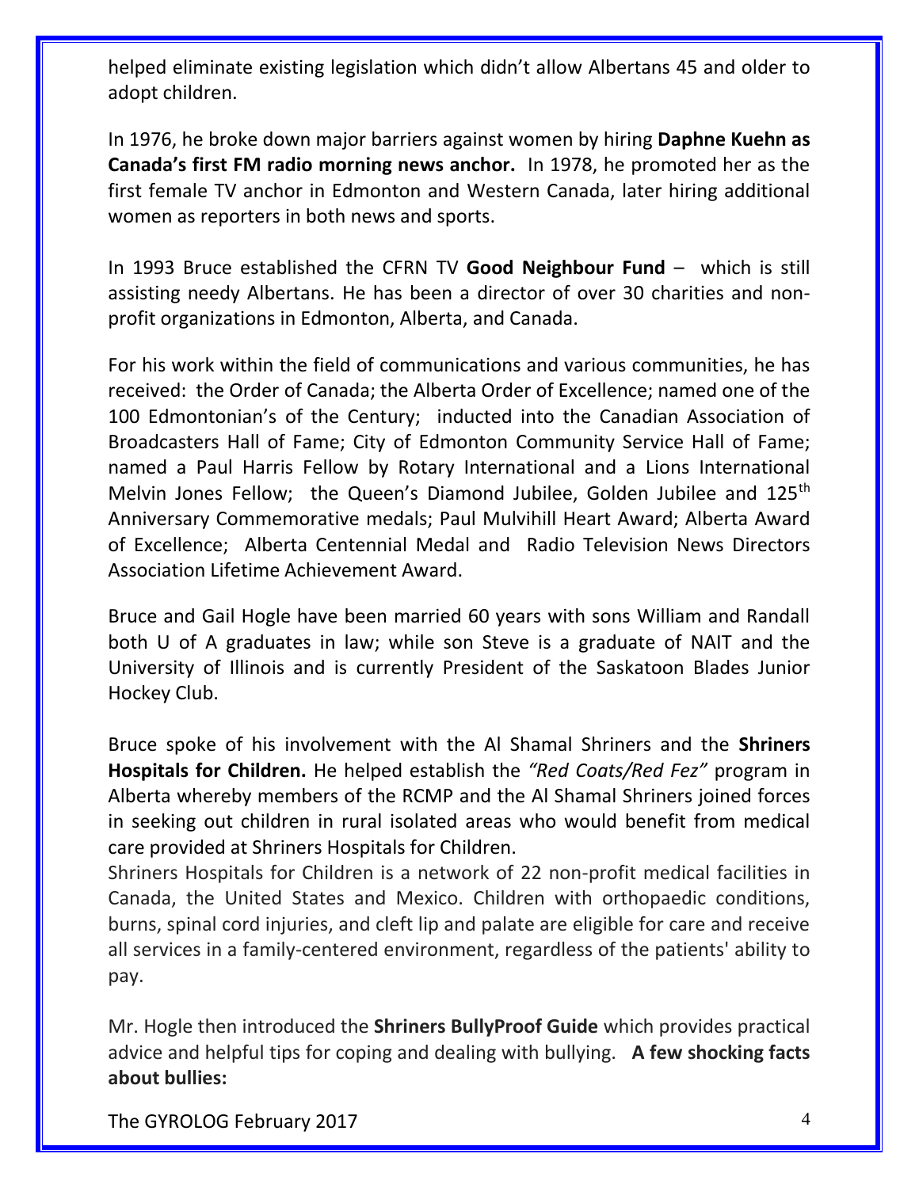helped eliminate existing legislation which didn't allow Albertans 45 and older to adopt children.

In 1976, he broke down major barriers against women by hiring **Daphne Kuehn as Canada's first FM radio morning news anchor.** In 1978, he promoted her as the first female TV anchor in Edmonton and Western Canada, later hiring additional women as reporters in both news and sports.

In 1993 Bruce established the CFRN TV **Good Neighbour Fund** – which is still assisting needy Albertans. He has been a director of over 30 charities and non-profit organizations in Edmonton, Alberta, and Canada.

For his work within the field of communications and various communities, he has received: the Order of Canada; the Alberta Order of Excellence; named one of the 100 Edmontonian's of the Century; inducted into the Canadian Association of Broadcasters Hall of Fame; City of Edmonton Community Service Hall of Fame; named a Paul Harris Fellow by Rotary International and a Lions International Melvin Jones Fellow; the Queen's Diamond Jubilee, Golden Jubilee and 125th Anniversary Commemorative medals; Paul Mulvihill Heart Award; Alberta Award of Excellence; Alberta Centennial Medal and Radio Television News Directors Association Lifetime Achievement Award.

Bruce and Gail Hogle have been married 60 years with sons William and Randall both U of A graduates in law; while son Steve is a graduate of NAIT and the University of Illinois and is currently President of the Saskatoon Blades Junior Hockey Club.

Bruce spoke of his involvement with the Al Shamal Shriners and the **Shriners Hospitals for Children.** He helped establish the *"Red Coats/Red Fez"* program in Alberta whereby members of the RCMP and the Al Shamal Shriners joined forces in seeking out children in rural isolated areas who would benefit from medical care provided at Shriners Hospitals for Children.

Shriners Hospitals for Children is a network of 22 non-profit medical facilities in Canada, the United States and Mexico. Children with orthopaedic conditions, burns, spinal cord injuries, and cleft lip and palate are eligible for care and receive all services in a family-centered environment, regardless of the patients' ability to pay.

Mr. Hogle then introduced the **Shriners BullyProof Guide** which provides practical advice and helpful tips for coping and dealing with bullying. **A few shocking facts about bullies:**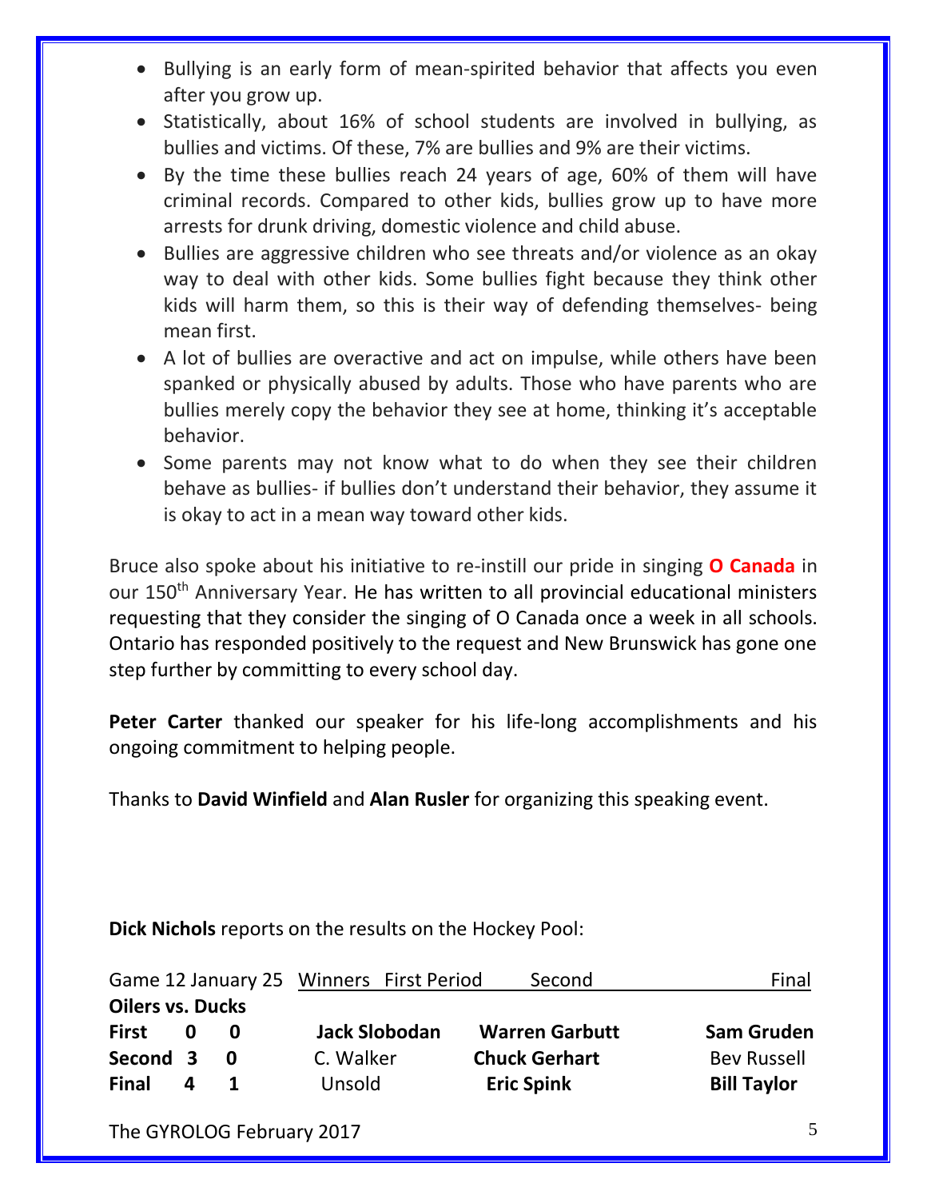- Bullying is an early form of mean-spirited behavior that affects you even after you grow up.
- Statistically, about 16% of school students are involved in bullying, as bullies and victims. Of these, 7% are bullies and 9% are their victims.
- By the time these bullies reach 24 years of age, 60% of them will have criminal records. Compared to other kids, bullies grow up to have more arrests for drunk driving, domestic violence and child abuse.
- Bullies are aggressive children who see threats and/or violence as an okay way to deal with other kids. Some bullies fight because they think other kids will harm them, so this is their way of defending themselves- being mean first.
- A lot of bullies are overactive and act on impulse, while others have been spanked or physically abused by adults. Those who have parents who are bullies merely copy the behavior they see at home, thinking it's acceptable behavior.
- Some parents may not know what to do when they see their children behave as bullies- if bullies don't understand their behavior, they assume it is okay to act in a mean way toward other kids.

Bruce also spoke about his initiative to re-instill our pride in singing **O Canada** in our 150th Anniversary Year. He has written to all provincial educational ministers requesting that they consider the singing of O Canada once a week in all schools. Ontario has responded positively to the request and New Brunswick has gone one step further by committing to every school day.

**Peter Carter** thanked our speaker for his life-long accomplishments and his ongoing commitment to helping people.

Thanks to **David Winfield** and **Alan Rusler** for organizing this speaking event.

**Dick Nichols** reports on the results on the Hockey Pool:

| Game 12 January 25 | | | Winners First Period | Second | Final |
|---|---|---|---|---|---|
| **Oilers vs. Ducks** | | | | | |
| **First** | **0** | **0** | **Jack Slobodan** | **Warren Garbutt** | **Sam Gruden** |
| **Second** | **3** | **0** | C. Walker | **Chuck Gerhart** | Bev Russell |
| **Final** | **4** | **1** | Unsold | **Eric Spink** | **Bill Taylor** |

The GYROLOG February 2017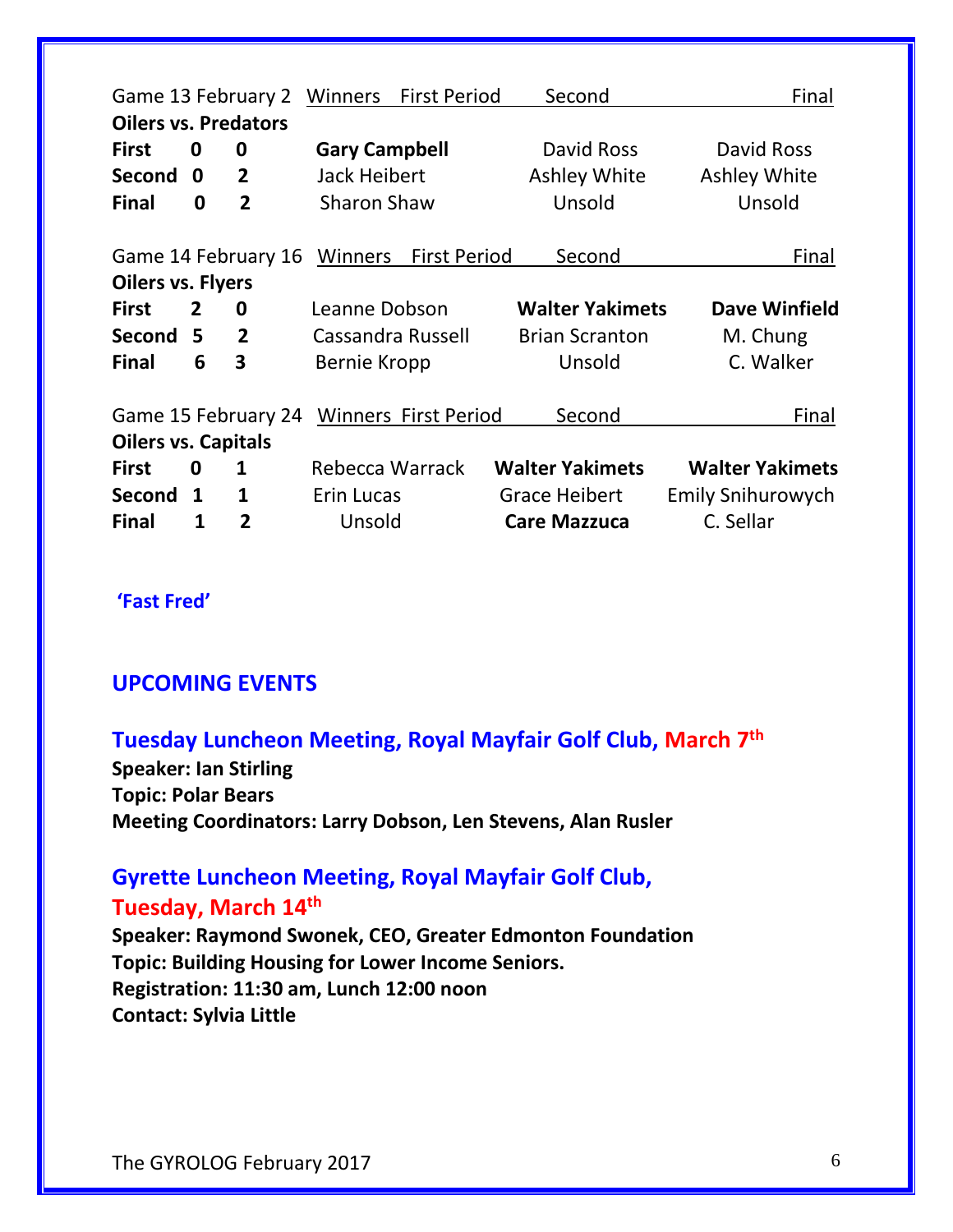| Game 13 February 2 | | | Winners First Period | Second | Final |
|---|---|---|---|---|---|
| **Oilers vs. Predators** | | | | | |
| **First** | **0** | **0** | **Gary Campbell** | David Ross | David Ross |
| **Second** | **0** | **2** | Jack Heibert | Ashley White | Ashley White |
| **Final** | **0** | **2** | Sharon Shaw | Unsold | Unsold |

| Game 14 February 16 | | | Winners First Period | Second | Final |
|---|---|---|---|---|---|
| **Oilers vs. Flyers** | | | | | |
| **First** | **2** | **0** | Leanne Dobson | **Walter Yakimets** | **Dave Winfield** |
| **Second** | **5** | **2** | Cassandra Russell | Brian Scranton | M. Chung |
| **Final** | **6** | **3** | Bernie Kropp | Unsold | C. Walker |

| Game 15 February 24 | | | Winners First Period | Second | Final |
|---|---|---|---|---|---|
| **Oilers vs. Capitals** | | | | | |
| **First** | **0** | **1** | Rebecca Warrack | **Walter Yakimets** | **Walter Yakimets** |
| **Second** | **1** | **1** | Erin Lucas | Grace Heibert | Emily Snihurowych |
| **Final** | **1** | **2** | Unsold | **Care Mazzuca** | C. Sellar |

**'Fast Fred'**

## UPCOMING EVENTS

### Tuesday Luncheon Meeting, Royal Mayfair Golf Club, March 7th

**Speaker: Ian Stirling**
**Topic: Polar Bears**
**Meeting Coordinators: Larry Dobson, Len Stevens, Alan Rusler**

### Gyrette Luncheon Meeting, Royal Mayfair Golf Club, Tuesday, March 14th

**Speaker: Raymond Swonek, CEO, Greater Edmonton Foundation**
**Topic: Building Housing for Lower Income Seniors.**
**Registration: 11:30 am, Lunch 12:00 noon**
**Contact: Sylvia Little**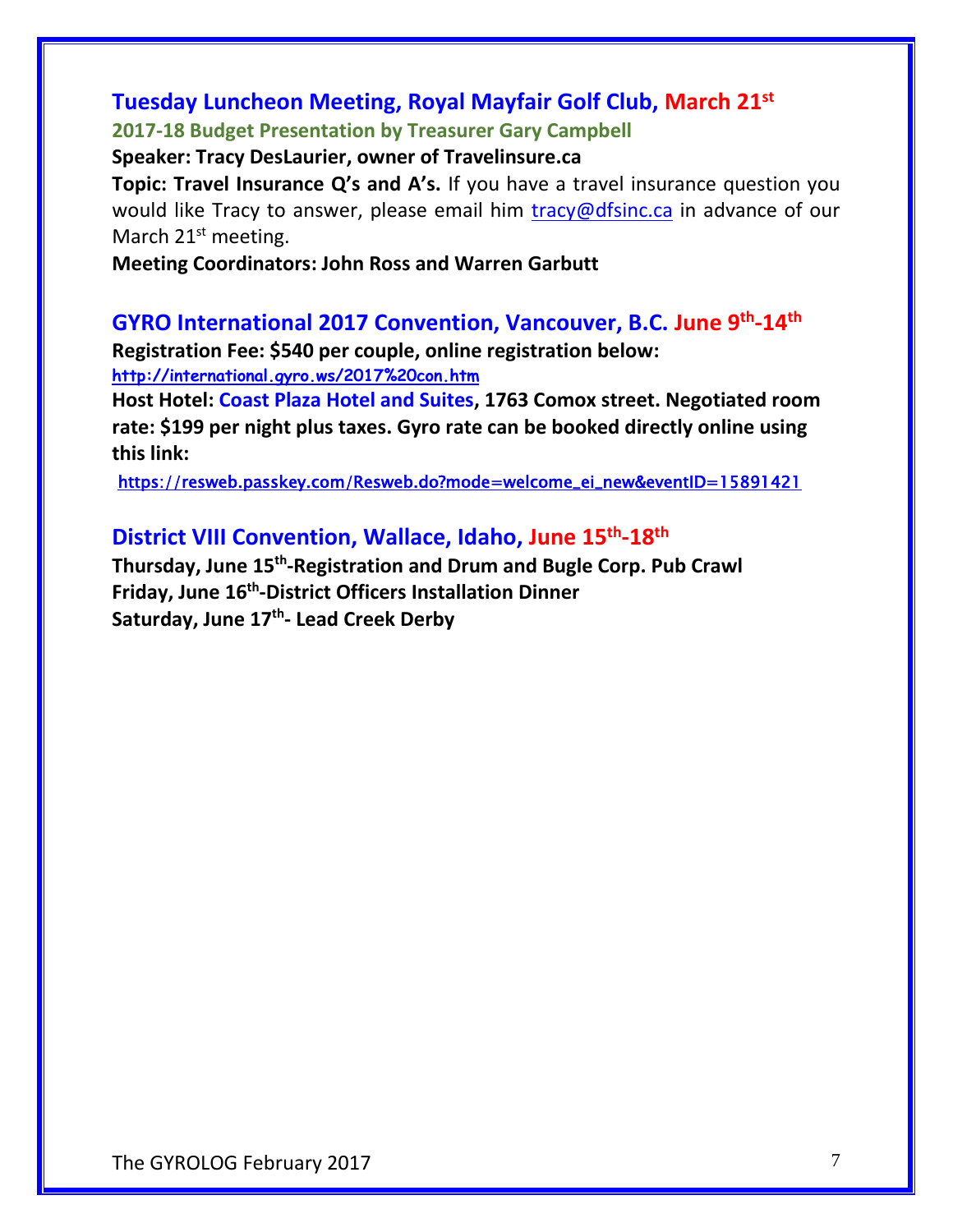## Tuesday Luncheon Meeting, Royal Mayfair Golf Club, March 21st

**2017-18 Budget Presentation by Treasurer Gary Campbell**

**Speaker: Tracy DesLaurier, owner of Travelinsure.ca**

**Topic: Travel Insurance Q's and A's.** If you have a travel insurance question you would like Tracy to answer, please email him tracy@dfsinc.ca in advance of our March 21st meeting.

**Meeting Coordinators: John Ross and Warren Garbutt**

## GYRO International 2017 Convention, Vancouver, B.C. June 9th-14th

**Registration Fee: $540 per couple, online registration below:**

http://international.gyro.ws/2017%20con.htm

**Host Hotel: Coast Plaza Hotel and Suites, 1763 Comox street. Negotiated room rate: $199 per night plus taxes. Gyro rate can be booked directly online using this link:**

https://resweb.passkey.com/Resweb.do?mode=welcome_ei_new&eventID=15891421

## District VIII Convention, Wallace, Idaho, June 15th-18th

**Thursday, June 15th-Registration and Drum and Bugle Corp. Pub Crawl**

**Friday, June 16th-District Officers Installation Dinner**

**Saturday, June 17th- Lead Creek Derby**